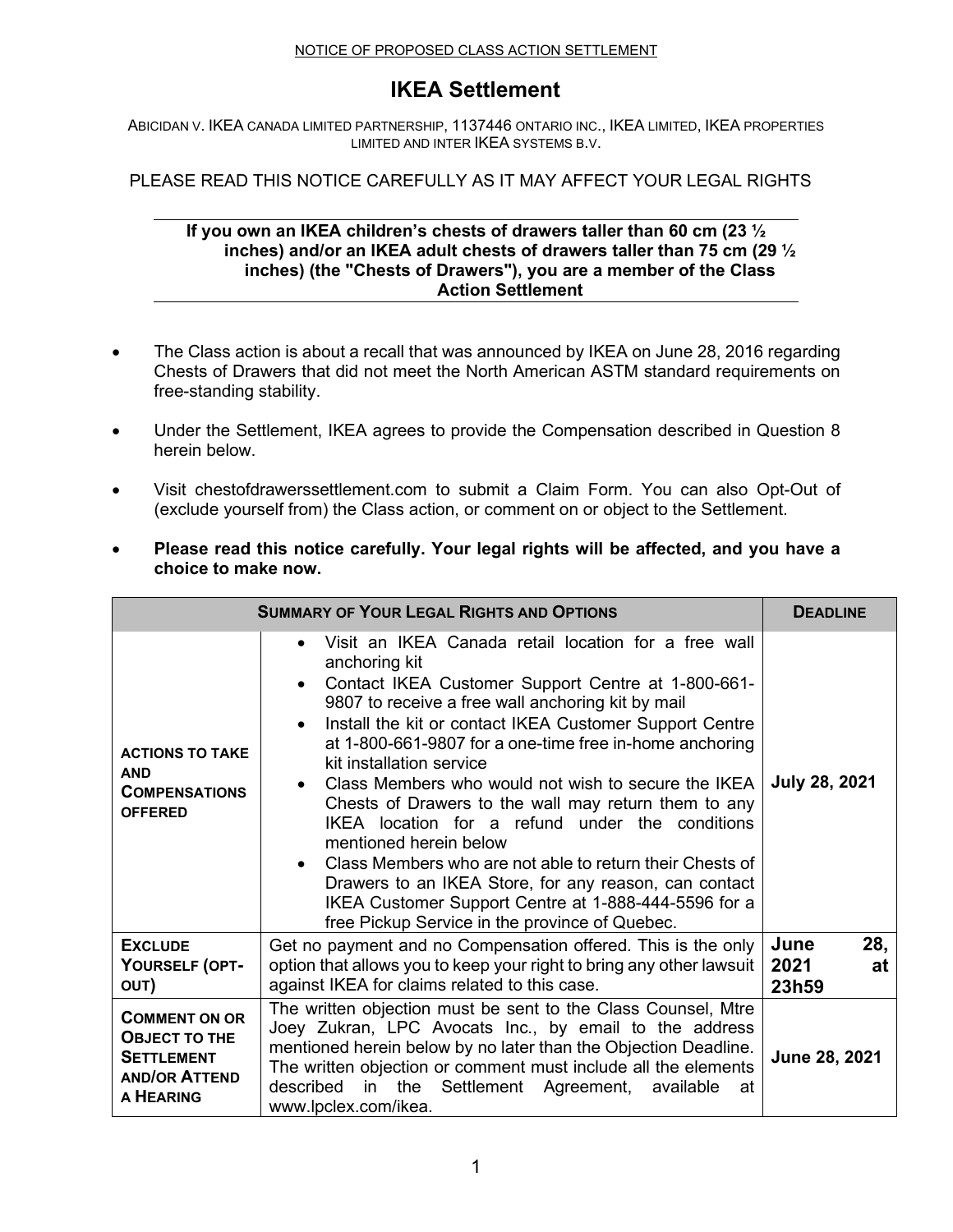NOTICE OF PROPOSED CLASS ACTION SETTLEMENT

# IKEA Settlement

ABICIDAN V. IKEA CANADA LIMITED PARTNERSHIP, 1137446 ONTARIO INC., IKEA LIMITED, IKEA PROPERTIES LIMITED AND INTER IKEA SYSTEMS B.V.

PLEASE READ THIS NOTICE CAREFULLY AS IT MAY AFFECT YOUR LEGAL RIGHTS

**If you own an IKEA children's chests of drawers taller than 60 cm (23 ½ inches) and/or an IKEA adult chests of drawers taller than 75 cm (29 ½ inches) (the "Chests of Drawers"), you are a member of the Class Action Settlement**

- The Class action is about a recall that was announced by IKEA on June 28, 2016 regarding Chests of Drawers that did not meet the North American ASTM standard requirements on free-standing stability.
- Under the Settlement, IKEA agrees to provide the Compensation described in Question 8 herein below.
- Visit chestofdrawerssettlement.com to submit a Claim Form. You can also Opt-Out of (exclude yourself from) the Class action, or comment on or object to the Settlement.
- **Please read this notice carefully. Your legal rights will be affected, and you have a choice to make now.**

| **SUMMARY OF YOUR LEGAL RIGHTS AND OPTIONS** | | **DEADLINE** |
|---|---|---|
| **ACTIONS TO TAKE AND COMPENSATIONS OFFERED** | • Visit an IKEA Canada retail location for a free wall anchoring kit<br>• Contact IKEA Customer Support Centre at 1-800-661-9807 to receive a free wall anchoring kit by mail<br>• Install the kit or contact IKEA Customer Support Centre at 1-800-661-9807 for a one-time free in-home anchoring kit installation service<br>• Class Members who would not wish to secure the IKEA Chests of Drawers to the wall may return them to any IKEA location for a refund under the conditions mentioned herein below<br>• Class Members who are not able to return their Chests of Drawers to an IKEA Store, for any reason, can contact IKEA Customer Support Centre at 1-888-444-5596 for a free Pickup Service in the province of Quebec. | **July 28, 2021** |
| **EXCLUDE YOURSELF (OPT-OUT)** | Get no payment and no Compensation offered. This is the only option that allows you to keep your right to bring any other lawsuit against IKEA for claims related to this case. | **June 28, 2021 at 23h59** |
| **COMMENT ON OR OBJECT TO THE SETTLEMENT AND/OR ATTEND A HEARING** | The written objection must be sent to the Class Counsel, Mtre Joey Zukran, LPC Avocats Inc., by email to the address mentioned herein below by no later than the Objection Deadline. The written objection or comment must include all the elements described in the Settlement Agreement, available at www.lpclex.com/ikea. | **June 28, 2021** |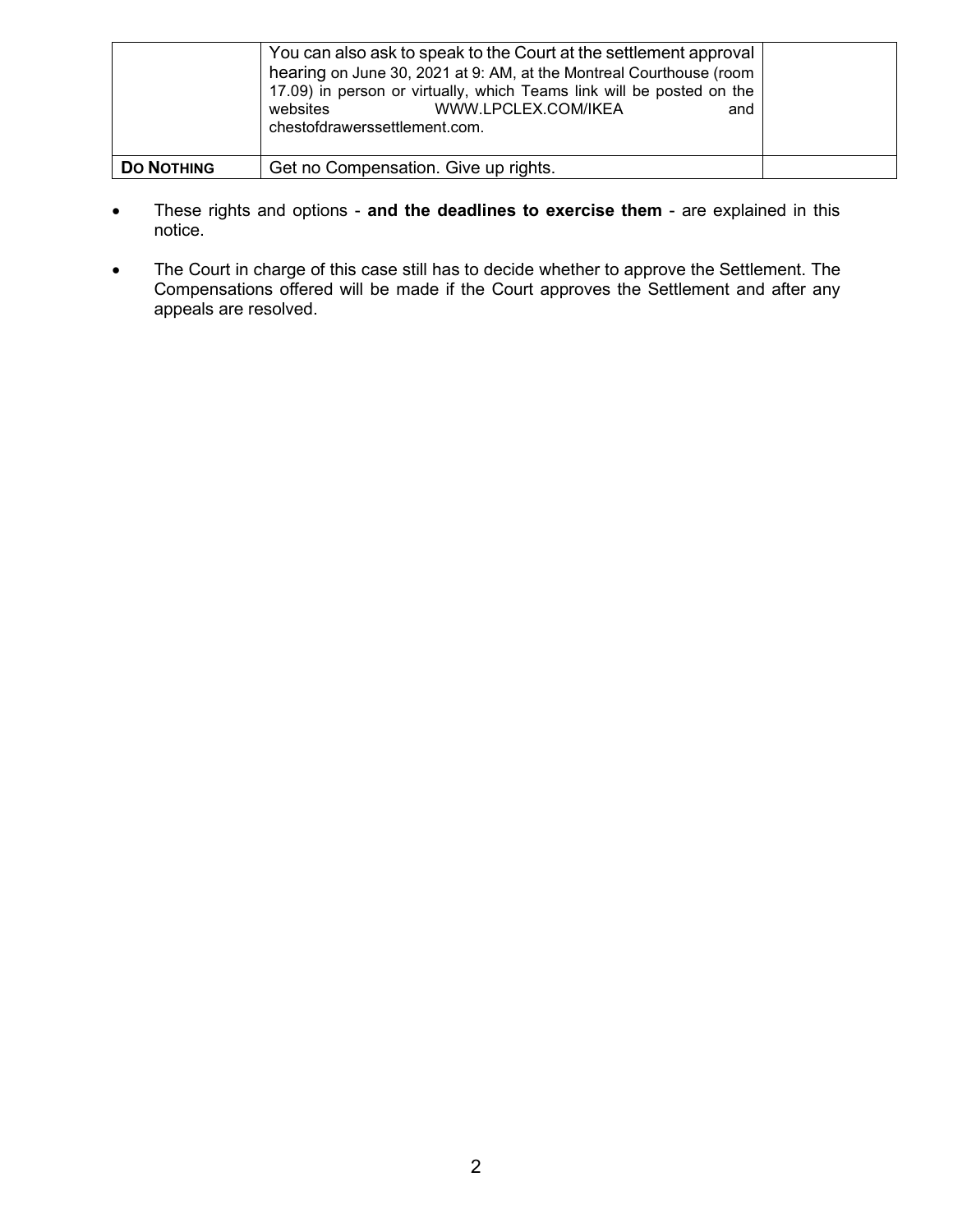| | | |
|---|---|---|
| | You can also ask to speak to the Court at the settlement approval hearing on June 30, 2021 at 9: AM, at the Montreal Courthouse (room 17.09) in person or virtually, which Teams link will be posted on the websites WWW.LPCLEX.COM/IKEA and chestofdrawerssettlement.com. | |
| **DO NOTHING** | Get no Compensation. Give up rights. | |

- These rights and options - **and the deadlines to exercise them** - are explained in this notice.
- The Court in charge of this case still has to decide whether to approve the Settlement. The Compensations offered will be made if the Court approves the Settlement and after any appeals are resolved.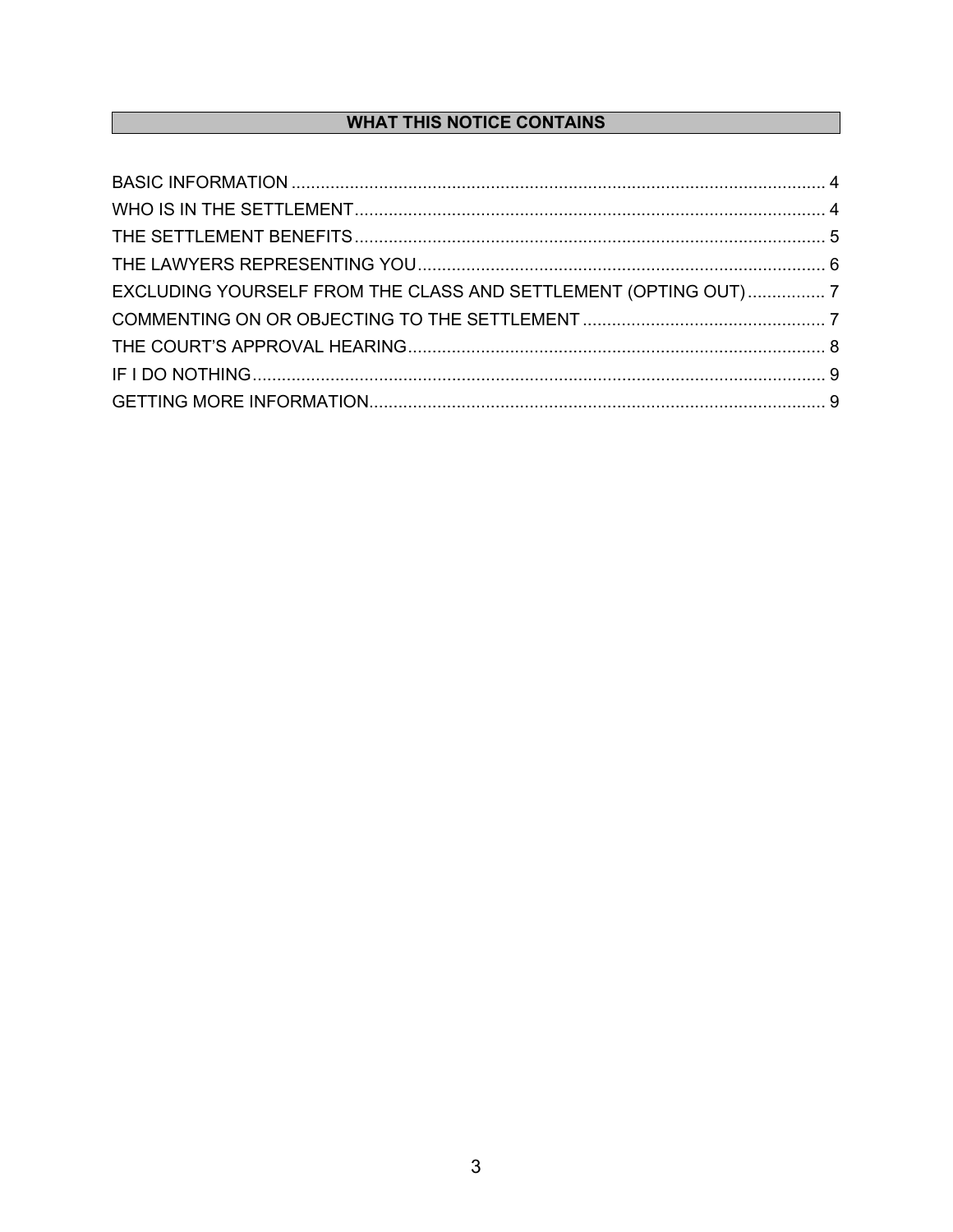## WHAT THIS NOTICE CONTAINS

BASIC INFORMATION .............................................................................................................. 4
WHO IS IN THE SETTLEMENT................................................................................................. 4
THE SETTLEMENT BENEFITS................................................................................................. 5
THE LAWYERS REPRESENTING YOU................................................................................... 6
EXCLUDING YOURSELF FROM THE CLASS AND SETTLEMENT (OPTING OUT)................ 7
COMMENTING ON OR OBJECTING TO THE SETTLEMENT .................................................. 7
THE COURT’S APPROVAL HEARING...................................................................................... 8
IF I DO NOTHING...................................................................................................................... 9
GETTING MORE INFORMATION.............................................................................................. 9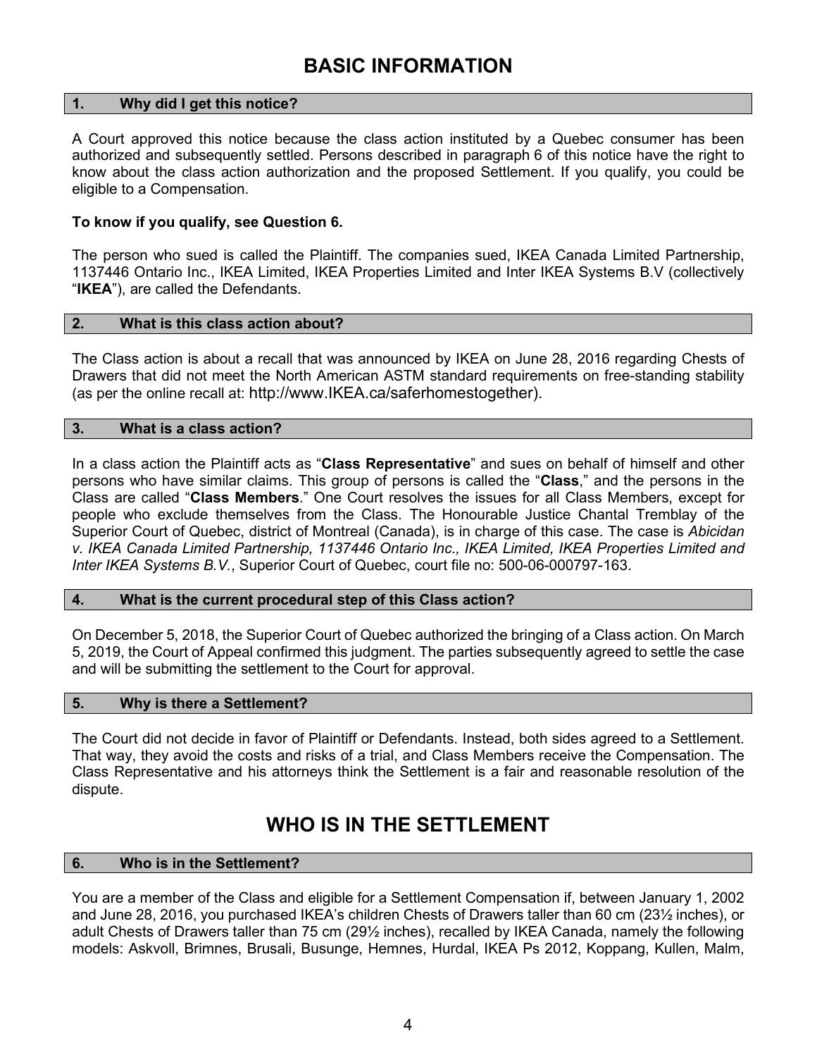# BASIC INFORMATION

## 1. Why did I get this notice?

A Court approved this notice because the class action instituted by a Quebec consumer has been authorized and subsequently settled. Persons described in paragraph 6 of this notice have the right to know about the class action authorization and the proposed Settlement. If you qualify, you could be eligible to a Compensation.

**To know if you qualify, see Question 6.**

The person who sued is called the Plaintiff. The companies sued, IKEA Canada Limited Partnership, 1137446 Ontario Inc., IKEA Limited, IKEA Properties Limited and Inter IKEA Systems B.V (collectively "**IKEA**"), are called the Defendants.

## 2. What is this class action about?

The Class action is about a recall that was announced by IKEA on June 28, 2016 regarding Chests of Drawers that did not meet the North American ASTM standard requirements on free-standing stability (as per the online recall at: http://www.IKEA.ca/saferhomestogether).

## 3. What is a class action?

In a class action the Plaintiff acts as "**Class Representative**" and sues on behalf of himself and other persons who have similar claims. This group of persons is called the "**Class**," and the persons in the Class are called "**Class Members**." One Court resolves the issues for all Class Members, except for people who exclude themselves from the Class. The Honourable Justice Chantal Tremblay of the Superior Court of Quebec, district of Montreal (Canada), is in charge of this case. The case is *Abicidan v. IKEA Canada Limited Partnership, 1137446 Ontario Inc., IKEA Limited, IKEA Properties Limited and Inter IKEA Systems B.V.*, Superior Court of Quebec, court file no: 500-06-000797-163.

## 4. What is the current procedural step of this Class action?

On December 5, 2018, the Superior Court of Quebec authorized the bringing of a Class action. On March 5, 2019, the Court of Appeal confirmed this judgment. The parties subsequently agreed to settle the case and will be submitting the settlement to the Court for approval.

## 5. Why is there a Settlement?

The Court did not decide in favor of Plaintiff or Defendants. Instead, both sides agreed to a Settlement. That way, they avoid the costs and risks of a trial, and Class Members receive the Compensation. The Class Representative and his attorneys think the Settlement is a fair and reasonable resolution of the dispute.

# WHO IS IN THE SETTLEMENT

## 6. Who is in the Settlement?

You are a member of the Class and eligible for a Settlement Compensation if, between January 1, 2002 and June 28, 2016, you purchased IKEA's children Chests of Drawers taller than 60 cm (23½ inches), or adult Chests of Drawers taller than 75 cm (29½ inches), recalled by IKEA Canada, namely the following models: Askvoll, Brimnes, Brusali, Busunge, Hemnes, Hurdal, IKEA Ps 2012, Koppang, Kullen, Malm,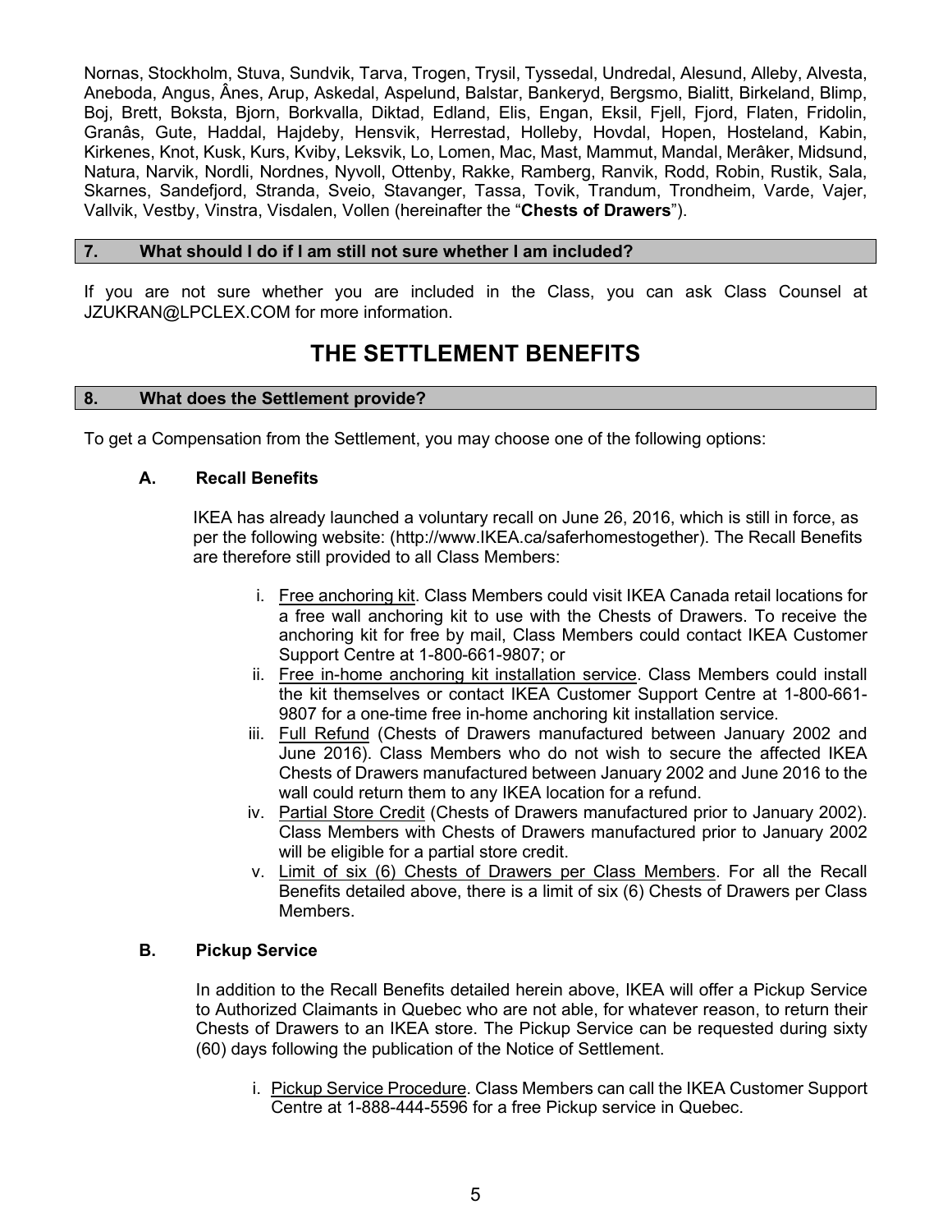Nornas, Stockholm, Stuva, Sundvik, Tarva, Trogen, Trysil, Tyssedal, Undredal, Alesund, Alleby, Alvesta, Aneboda, Angus, Ânes, Arup, Askedal, Aspelund, Balstar, Bankeryd, Bergsmo, Bialitt, Birkeland, Blimp, Boj, Brett, Boksta, Bjorn, Borkvalla, Diktad, Edland, Elis, Engan, Eksil, Fjell, Fjord, Flaten, Fridolin, Granâs, Gute, Haddal, Hajdeby, Hensvik, Herrestad, Holleby, Hovdal, Hopen, Hosteland, Kabin, Kirkenes, Knot, Kusk, Kurs, Kviby, Leksvik, Lo, Lomen, Mac, Mast, Mammut, Mandal, Merâker, Midsund, Natura, Narvik, Nordli, Nordnes, Nyvoll, Ottenby, Rakke, Ramberg, Ranvik, Rodd, Robin, Rustik, Sala, Skarnes, Sandefjord, Stranda, Sveio, Stavanger, Tassa, Tovik, Trandum, Trondheim, Varde, Vajer, Vallvik, Vestby, Vinstra, Visdalen, Vollen (hereinafter the "**Chests of Drawers**").

### 7. What should I do if I am still not sure whether I am included?

If you are not sure whether you are included in the Class, you can ask Class Counsel at JZUKRAN@LPCLEX.COM for more information.

## THE SETTLEMENT BENEFITS

### 8. What does the Settlement provide?

To get a Compensation from the Settlement, you may choose one of the following options:

**A. Recall Benefits**

IKEA has already launched a voluntary recall on June 26, 2016, which is still in force, as per the following website: (http://www.IKEA.ca/saferhomestogether). The Recall Benefits are therefore still provided to all Class Members:

i. Free anchoring kit. Class Members could visit IKEA Canada retail locations for a free wall anchoring kit to use with the Chests of Drawers. To receive the anchoring kit for free by mail, Class Members could contact IKEA Customer Support Centre at 1-800-661-9807; or

ii. Free in-home anchoring kit installation service. Class Members could install the kit themselves or contact IKEA Customer Support Centre at 1-800-661-9807 for a one-time free in-home anchoring kit installation service.

iii. Full Refund (Chests of Drawers manufactured between January 2002 and June 2016). Class Members who do not wish to secure the affected IKEA Chests of Drawers manufactured between January 2002 and June 2016 to the wall could return them to any IKEA location for a refund.

iv. Partial Store Credit (Chests of Drawers manufactured prior to January 2002). Class Members with Chests of Drawers manufactured prior to January 2002 will be eligible for a partial store credit.

v. Limit of six (6) Chests of Drawers per Class Members. For all the Recall Benefits detailed above, there is a limit of six (6) Chests of Drawers per Class Members.

**B. Pickup Service**

In addition to the Recall Benefits detailed herein above, IKEA will offer a Pickup Service to Authorized Claimants in Quebec who are not able, for whatever reason, to return their Chests of Drawers to an IKEA store. The Pickup Service can be requested during sixty (60) days following the publication of the Notice of Settlement.

i. Pickup Service Procedure. Class Members can call the IKEA Customer Support Centre at 1-888-444-5596 for a free Pickup service in Quebec.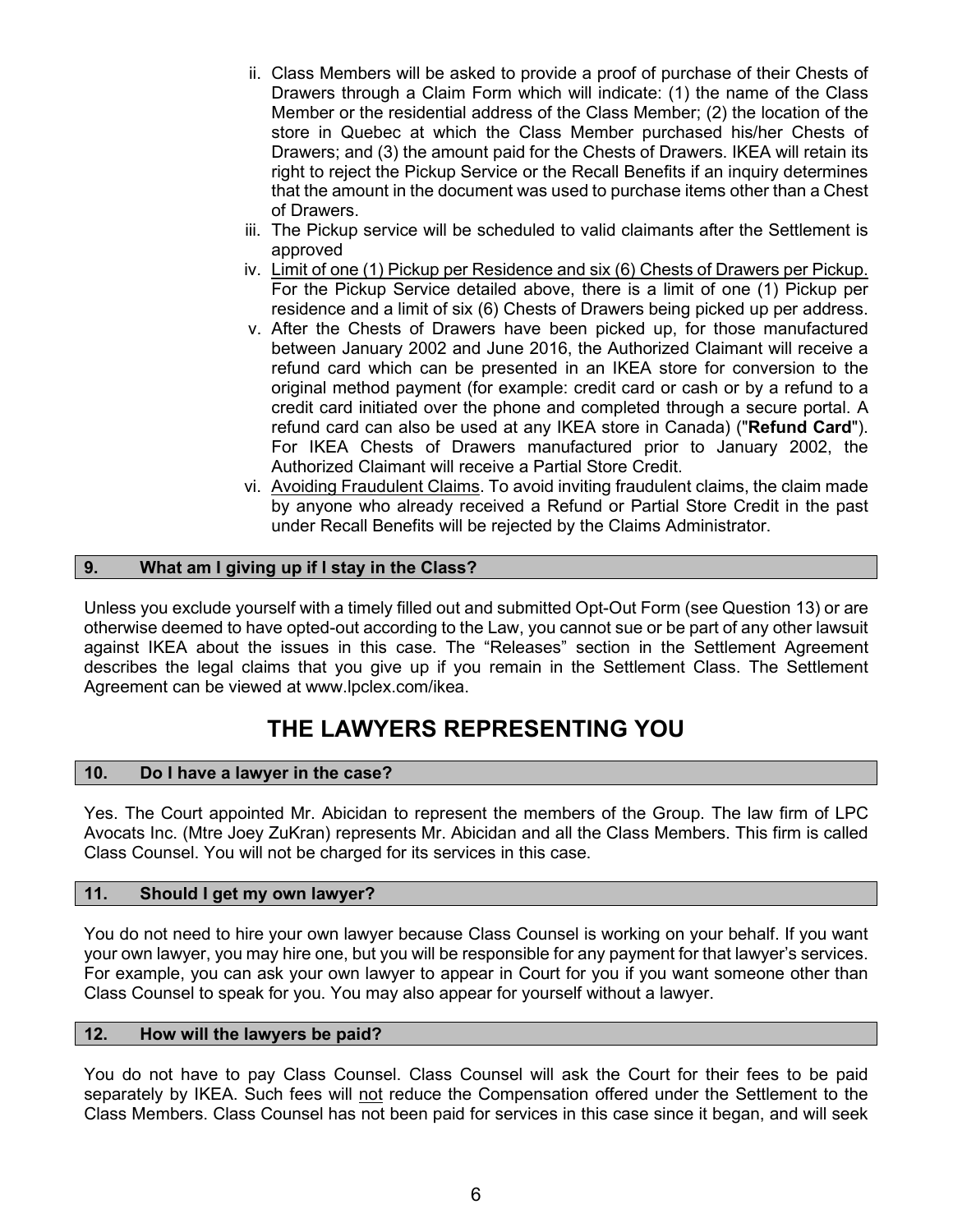ii. Class Members will be asked to provide a proof of purchase of their Chests of Drawers through a Claim Form which will indicate: (1) the name of the Class Member or the residential address of the Class Member; (2) the location of the store in Quebec at which the Class Member purchased his/her Chests of Drawers; and (3) the amount paid for the Chests of Drawers. IKEA will retain its right to reject the Pickup Service or the Recall Benefits if an inquiry determines that the amount in the document was used to purchase items other than a Chest of Drawers.

iii. The Pickup service will be scheduled to valid claimants after the Settlement is approved

iv. <u>Limit of one (1) Pickup per Residence and six (6) Chests of Drawers per Pickup.</u> For the Pickup Service detailed above, there is a limit of one (1) Pickup per residence and a limit of six (6) Chests of Drawers being picked up per address.

v. After the Chests of Drawers have been picked up, for those manufactured between January 2002 and June 2016, the Authorized Claimant will receive a refund card which can be presented in an IKEA store for conversion to the original method payment (for example: credit card or cash or by a refund to a credit card initiated over the phone and completed through a secure portal. A refund card can also be used at any IKEA store in Canada) ("**Refund Card**"). For IKEA Chests of Drawers manufactured prior to January 2002, the Authorized Claimant will receive a Partial Store Credit.

vi. <u>Avoiding Fraudulent Claims</u>. To avoid inviting fraudulent claims, the claim made by anyone who already received a Refund or Partial Store Credit in the past under Recall Benefits will be rejected by the Claims Administrator.

### 9. What am I giving up if I stay in the Class?

Unless you exclude yourself with a timely filled out and submitted Opt-Out Form (see Question 13) or are otherwise deemed to have opted-out according to the Law, you cannot sue or be part of any other lawsuit against IKEA about the issues in this case. The "Releases" section in the Settlement Agreement describes the legal claims that you give up if you remain in the Settlement Class. The Settlement Agreement can be viewed at www.lpclex.com/ikea.

## THE LAWYERS REPRESENTING YOU

### 10. Do I have a lawyer in the case?

Yes. The Court appointed Mr. Abicidan to represent the members of the Group. The law firm of LPC Avocats Inc. (Mtre Joey ZuKran) represents Mr. Abicidan and all the Class Members. This firm is called Class Counsel. You will not be charged for its services in this case.

### 11. Should I get my own lawyer?

You do not need to hire your own lawyer because Class Counsel is working on your behalf. If you want your own lawyer, you may hire one, but you will be responsible for any payment for that lawyer's services. For example, you can ask your own lawyer to appear in Court for you if you want someone other than Class Counsel to speak for you. You may also appear for yourself without a lawyer.

### 12. How will the lawyers be paid?

You do not have to pay Class Counsel. Class Counsel will ask the Court for their fees to be paid separately by IKEA. Such fees will <u>not</u> reduce the Compensation offered under the Settlement to the Class Members. Class Counsel has not been paid for services in this case since it began, and will seek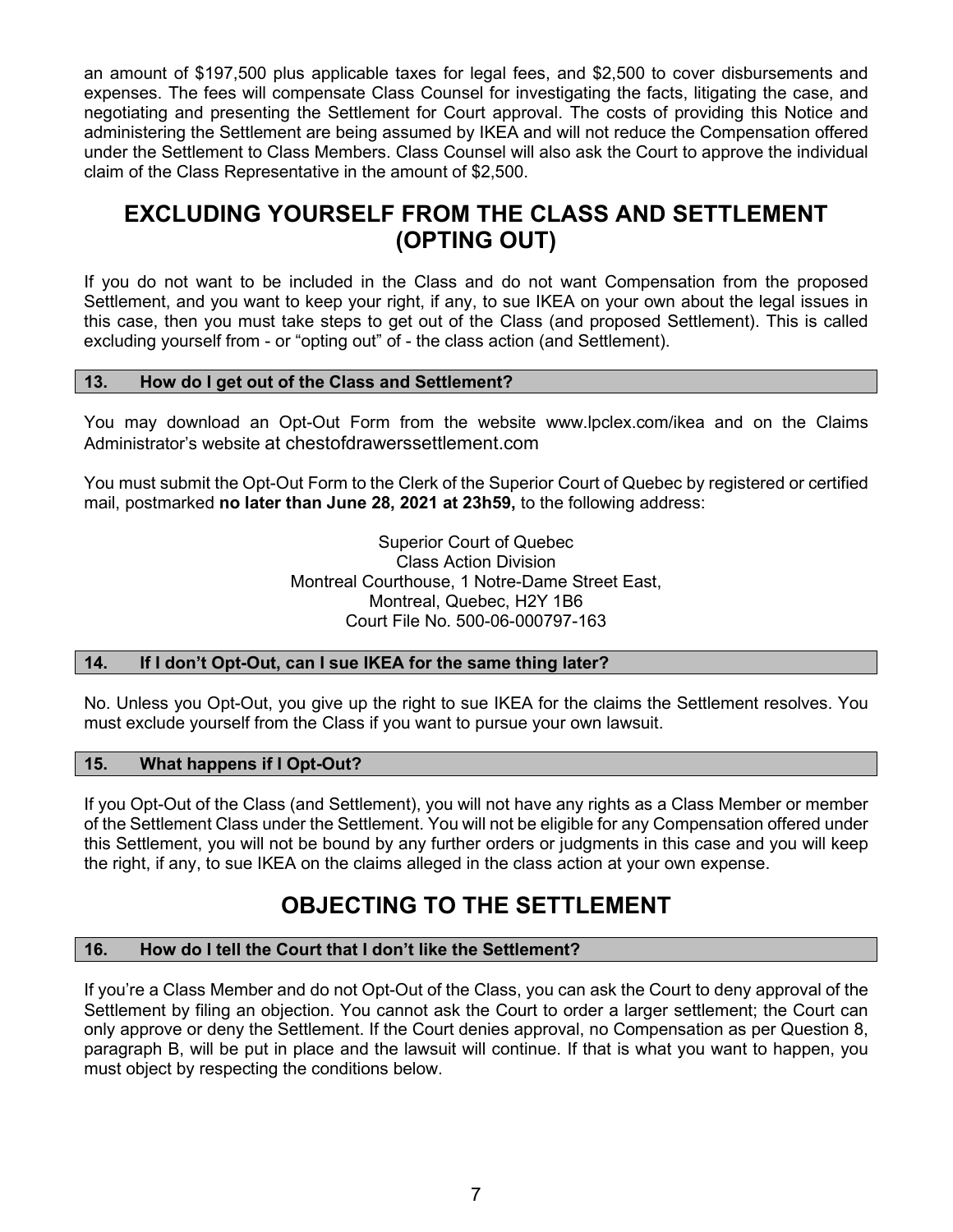an amount of $197,500 plus applicable taxes for legal fees, and $2,500 to cover disbursements and expenses. The fees will compensate Class Counsel for investigating the facts, litigating the case, and negotiating and presenting the Settlement for Court approval. The costs of providing this Notice and administering the Settlement are being assumed by IKEA and will not reduce the Compensation offered under the Settlement to Class Members. Class Counsel will also ask the Court to approve the individual claim of the Class Representative in the amount of $2,500.

## EXCLUDING YOURSELF FROM THE CLASS AND SETTLEMENT (OPTING OUT)

If you do not want to be included in the Class and do not want Compensation from the proposed Settlement, and you want to keep your right, if any, to sue IKEA on your own about the legal issues in this case, then you must take steps to get out of the Class (and proposed Settlement). This is called excluding yourself from - or "opting out" of - the class action (and Settlement).

### 13. How do I get out of the Class and Settlement?

You may download an Opt-Out Form from the website www.lpclex.com/ikea and on the Claims Administrator's website at chestofdrawerssettlement.com

You must submit the Opt-Out Form to the Clerk of the Superior Court of Quebec by registered or certified mail, postmarked **no later than June 28, 2021 at 23h59,** to the following address:

Superior Court of Quebec
Class Action Division
Montreal Courthouse, 1 Notre-Dame Street East,
Montreal, Quebec, H2Y 1B6
Court File No. 500-06-000797-163

### 14. If I don't Opt-Out, can I sue IKEA for the same thing later?

No. Unless you Opt-Out, you give up the right to sue IKEA for the claims the Settlement resolves. You must exclude yourself from the Class if you want to pursue your own lawsuit.

### 15. What happens if I Opt-Out?

If you Opt-Out of the Class (and Settlement), you will not have any rights as a Class Member or member of the Settlement Class under the Settlement. You will not be eligible for any Compensation offered under this Settlement, you will not be bound by any further orders or judgments in this case and you will keep the right, if any, to sue IKEA on the claims alleged in the class action at your own expense.

## OBJECTING TO THE SETTLEMENT

### 16. How do I tell the Court that I don't like the Settlement?

If you're a Class Member and do not Opt-Out of the Class, you can ask the Court to deny approval of the Settlement by filing an objection. You cannot ask the Court to order a larger settlement; the Court can only approve or deny the Settlement. If the Court denies approval, no Compensation as per Question 8, paragraph B, will be put in place and the lawsuit will continue. If that is what you want to happen, you must object by respecting the conditions below.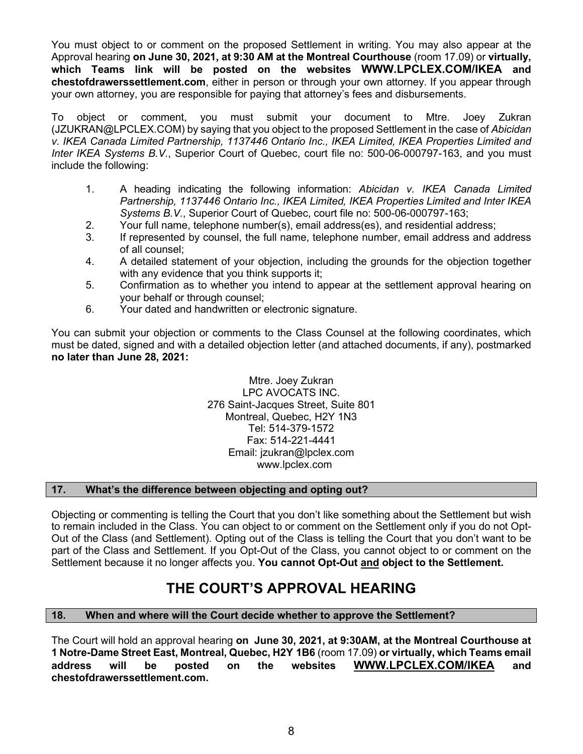You must object to or comment on the proposed Settlement in writing. You may also appear at the Approval hearing **on June 30, 2021, at 9:30 AM at the Montreal Courthouse** (room 17.09) or **virtually, which Teams link will be posted on the websites WWW.LPCLEX.COM/IKEA and chestofdrawerssettlement.com**, either in person or through your own attorney. If you appear through your own attorney, you are responsible for paying that attorney's fees and disbursements.

To object or comment, you must submit your document to Mtre. Joey Zukran (JZUKRAN@LPCLEX.COM) by saying that you object to the proposed Settlement in the case of *Abicidan v. IKEA Canada Limited Partnership, 1137446 Ontario Inc., IKEA Limited, IKEA Properties Limited and Inter IKEA Systems B.V.*, Superior Court of Quebec, court file no: 500-06-000797-163, and you must include the following:

1. A heading indicating the following information: *Abicidan v. IKEA Canada Limited Partnership, 1137446 Ontario Inc., IKEA Limited, IKEA Properties Limited and Inter IKEA Systems B.V.*, Superior Court of Quebec, court file no: 500-06-000797-163;
2. Your full name, telephone number(s), email address(es), and residential address;
3. If represented by counsel, the full name, telephone number, email address and address of all counsel;
4. A detailed statement of your objection, including the grounds for the objection together with any evidence that you think supports it;
5. Confirmation as to whether you intend to appear at the settlement approval hearing on your behalf or through counsel;
6. Your dated and handwritten or electronic signature.

You can submit your objection or comments to the Class Counsel at the following coordinates, which must be dated, signed and with a detailed objection letter (and attached documents, if any), postmarked **no later than June 28, 2021:**

Mtre. Joey Zukran
LPC AVOCATS INC.
276 Saint-Jacques Street, Suite 801
Montreal, Quebec, H2Y 1N3
Tel: 514-379-1572
Fax: 514-221-4441
Email: jzukran@lpclex.com
www.lpclex.com

### 17. What's the difference between objecting and opting out?

Objecting or commenting is telling the Court that you don't like something about the Settlement but wish to remain included in the Class. You can object to or comment on the Settlement only if you do not Opt-Out of the Class (and Settlement). Opting out of the Class is telling the Court that you don't want to be part of the Class and Settlement. If you Opt-Out of the Class, you cannot object to or comment on the Settlement because it no longer affects you. **You cannot Opt-Out and object to the Settlement.**

## THE COURT'S APPROVAL HEARING

### 18. When and where will the Court decide whether to approve the Settlement?

The Court will hold an approval hearing **on June 30, 2021, at 9:30AM, at the Montreal Courthouse at 1 Notre-Dame Street East, Montreal, Quebec, H2Y 1B6** (room 17.09) **or virtually, which Teams email address will be posted on the websites WWW.LPCLEX.COM/IKEA and chestofdrawerssettlement.com.**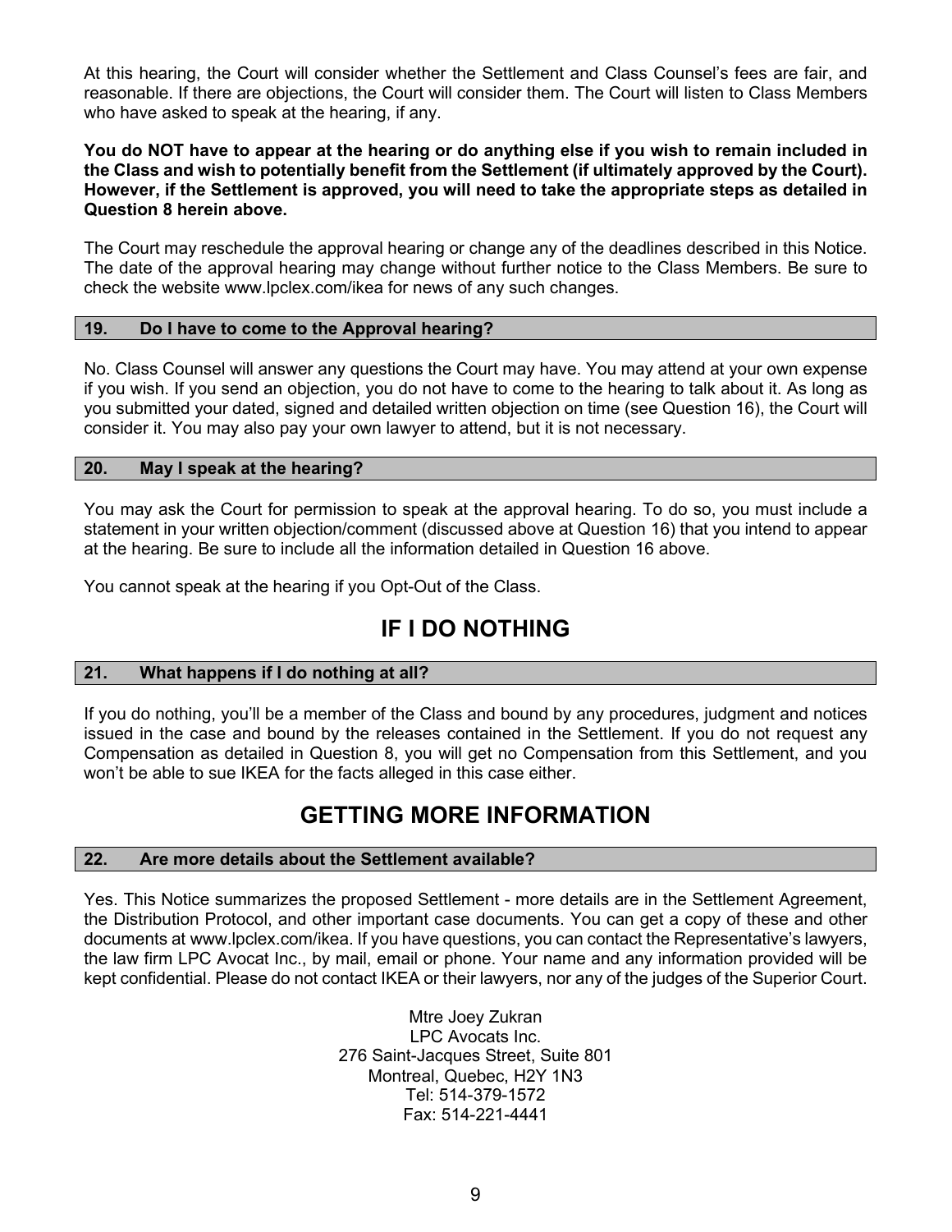At this hearing, the Court will consider whether the Settlement and Class Counsel's fees are fair, and reasonable. If there are objections, the Court will consider them. The Court will listen to Class Members who have asked to speak at the hearing, if any.

**You do NOT have to appear at the hearing or do anything else if you wish to remain included in the Class and wish to potentially benefit from the Settlement (if ultimately approved by the Court). However, if the Settlement is approved, you will need to take the appropriate steps as detailed in Question 8 herein above.**

The Court may reschedule the approval hearing or change any of the deadlines described in this Notice. The date of the approval hearing may change without further notice to the Class Members. Be sure to check the website www.lpclex.com/ikea for news of any such changes.

### 19. Do I have to come to the Approval hearing?

No. Class Counsel will answer any questions the Court may have. You may attend at your own expense if you wish. If you send an objection, you do not have to come to the hearing to talk about it. As long as you submitted your dated, signed and detailed written objection on time (see Question 16), the Court will consider it. You may also pay your own lawyer to attend, but it is not necessary.

### 20. May I speak at the hearing?

You may ask the Court for permission to speak at the approval hearing. To do so, you must include a statement in your written objection/comment (discussed above at Question 16) that you intend to appear at the hearing. Be sure to include all the information detailed in Question 16 above.

You cannot speak at the hearing if you Opt-Out of the Class.

## IF I DO NOTHING

### 21. What happens if I do nothing at all?

If you do nothing, you'll be a member of the Class and bound by any procedures, judgment and notices issued in the case and bound by the releases contained in the Settlement. If you do not request any Compensation as detailed in Question 8, you will get no Compensation from this Settlement, and you won't be able to sue IKEA for the facts alleged in this case either.

## GETTING MORE INFORMATION

### 22. Are more details about the Settlement available?

Yes. This Notice summarizes the proposed Settlement - more details are in the Settlement Agreement, the Distribution Protocol, and other important case documents. You can get a copy of these and other documents at www.lpclex.com/ikea. If you have questions, you can contact the Representative's lawyers, the law firm LPC Avocat Inc., by mail, email or phone. Your name and any information provided will be kept confidential. Please do not contact IKEA or their lawyers, nor any of the judges of the Superior Court.

Mtre Joey Zukran
LPC Avocats Inc.
276 Saint-Jacques Street, Suite 801
Montreal, Quebec, H2Y 1N3
Tel: 514-379-1572
Fax: 514-221-4441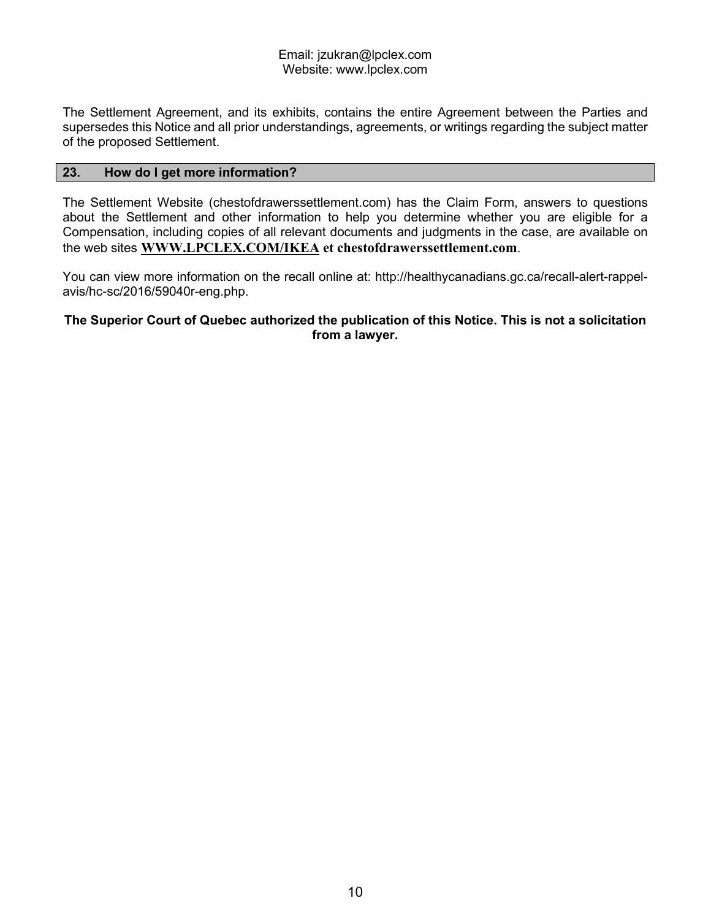Email: jzukran@lpclex.com
Website: www.lpclex.com

The Settlement Agreement, and its exhibits, contains the entire Agreement between the Parties and supersedes this Notice and all prior understandings, agreements, or writings regarding the subject matter of the proposed Settlement.

## 23. How do I get more information?

The Settlement Website (chestofdrawerssettlement.com) has the Claim Form, answers to questions about the Settlement and other information to help you determine whether you are eligible for a Compensation, including copies of all relevant documents and judgments in the case, are available on the web sites **WWW.LPCLEX.COM/IKEA et chestofdrawerssettlement.com**.

You can view more information on the recall online at: http://healthycanadians.gc.ca/recall-alert-rappel-avis/hc-sc/2016/59040r-eng.php.

**The Superior Court of Quebec authorized the publication of this Notice. This is not a solicitation from a lawyer.**